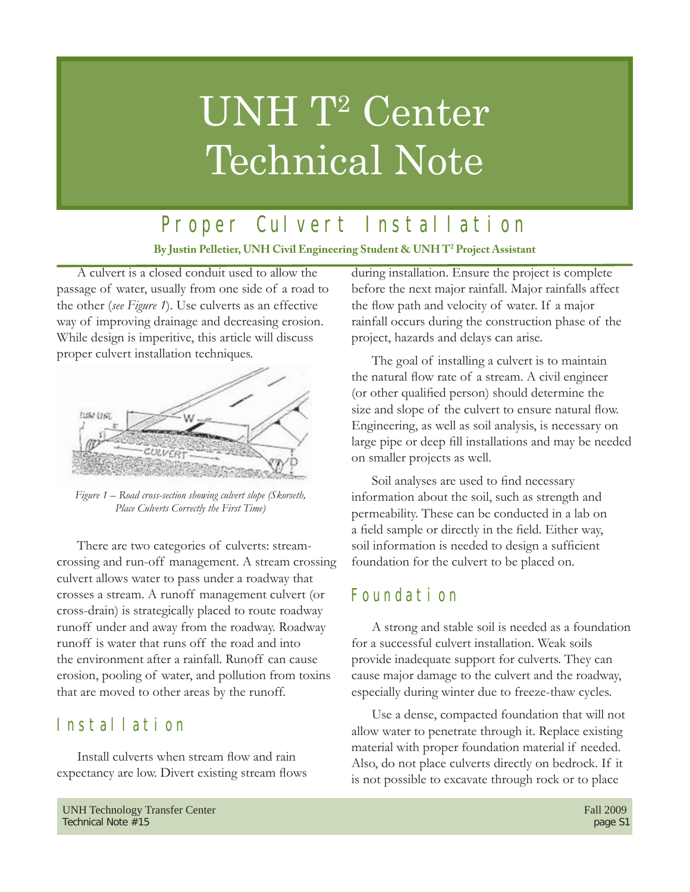# UNH T² Center Technical Note

## Proper Culvert Installation

**By Justin Pelletier, UNH Civil Engineering Student & UNH T² Project Assistant**

A culvert is a closed conduit used to allow the passage of water, usually from one side of a road to the other (*see Figure 1*). Use culverts as an effective way of improving drainage and decreasing erosion. While design is imperitive, this article will discuss proper culvert installation techniques.

*Figure 1 – Road cross-section showing culvert slope (Skorseth, Place Culverts Correctly the First Time)*

There are two categories of culverts: stream-crossing and run-off management. A stream crossing culvert allows water to pass under a roadway that crosses a stream. A runoff management culvert (or cross-drain) is strategically placed to route roadway runoff under and away from the roadway. Roadway runoff is water that runs off the road and into the environment after a rainfall. Runoff can cause erosion, pooling of water, and pollution from toxins that are moved to other areas by the runoff.

## Installation

Install culverts when stream flow and rain expectancy are low. Divert existing stream flows during installation. Ensure the project is complete before the next major rainfall. Major rainfalls affect the flow path and velocity of water. If a major rainfall occurs during the construction phase of the project, hazards and delays can arise.

The goal of installing a culvert is to maintain the natural flow rate of a stream. A civil engineer (or other qualified person) should determine the size and slope of the culvert to ensure natural flow. Engineering, as well as soil analysis, is necessary on large pipe or deep fill installations and may be needed on smaller projects as well.

Soil analyses are used to find necessary information about the soil, such as strength and permeability. These can be conducted in a lab on a field sample or directly in the field. Either way, soil information is needed to design a sufficient foundation for the culvert to be placed on.

## Foundation

A strong and stable soil is needed as a foundation for a successful culvert installation. Weak soils provide inadequate support for culverts. They can cause major damage to the culvert and the roadway, especially during winter due to freeze-thaw cycles.

Use a dense, compacted foundation that will not allow water to penetrate through it. Replace existing material with proper foundation material if needed. Also, do not place culverts directly on bedrock. If it is not possible to excavate through rock or to place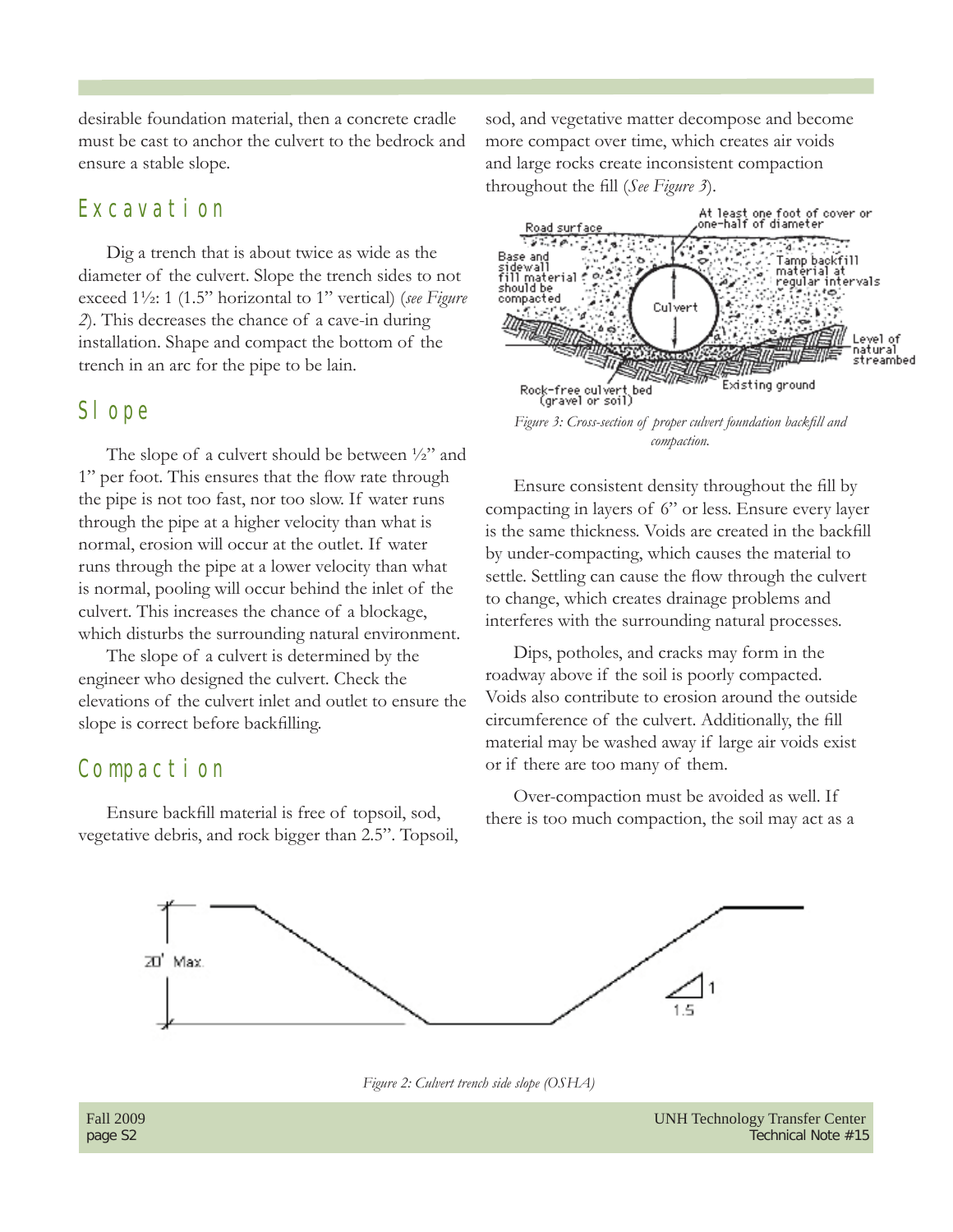desirable foundation material, then a concrete cradle must be cast to anchor the culvert to the bedrock and ensure a stable slope.

## Excavation

Dig a trench that is about twice as wide as the diameter of the culvert. Slope the trench sides to not exceed 1½: 1 (1.5" horizontal to 1" vertical) (*see Figure 2*). This decreases the chance of a cave-in during installation. Shape and compact the bottom of the trench in an arc for the pipe to be lain.

## Slope

The slope of a culvert should be between ½" and 1" per foot. This ensures that the flow rate through the pipe is not too fast, nor too slow. If water runs through the pipe at a higher velocity than what is normal, erosion will occur at the outlet. If water runs through the pipe at a lower velocity than what is normal, pooling will occur behind the inlet of the culvert. This increases the chance of a blockage, which disturbs the surrounding natural environment.

The slope of a culvert is determined by the engineer who designed the culvert. Check the elevations of the culvert inlet and outlet to ensure the slope is correct before backfilling.

## Compaction

Ensure backfill material is free of topsoil, sod, vegetative debris, and rock bigger than 2.5". Topsoil, sod, and vegetative matter decompose and become more compact over time, which creates air voids and large rocks create inconsistent compaction throughout the fill (*See Figure 3*).

*Figure 3: Cross-section of proper culvert foundation backfill and compaction.*

Ensure consistent density throughout the fill by compacting in layers of 6" or less. Ensure every layer is the same thickness. Voids are created in the backfill by under-compacting, which causes the material to settle. Settling can cause the flow through the culvert to change, which creates drainage problems and interferes with the surrounding natural processes.

Dips, potholes, and cracks may form in the roadway above if the soil is poorly compacted. Voids also contribute to erosion around the outside circumference of the culvert. Additionally, the fill material may be washed away if large air voids exist or if there are too many of them.

Over-compaction must be avoided as well. If there is too much compaction, the soil may act as a

*Figure 2: Culvert trench side slope (OSHA)*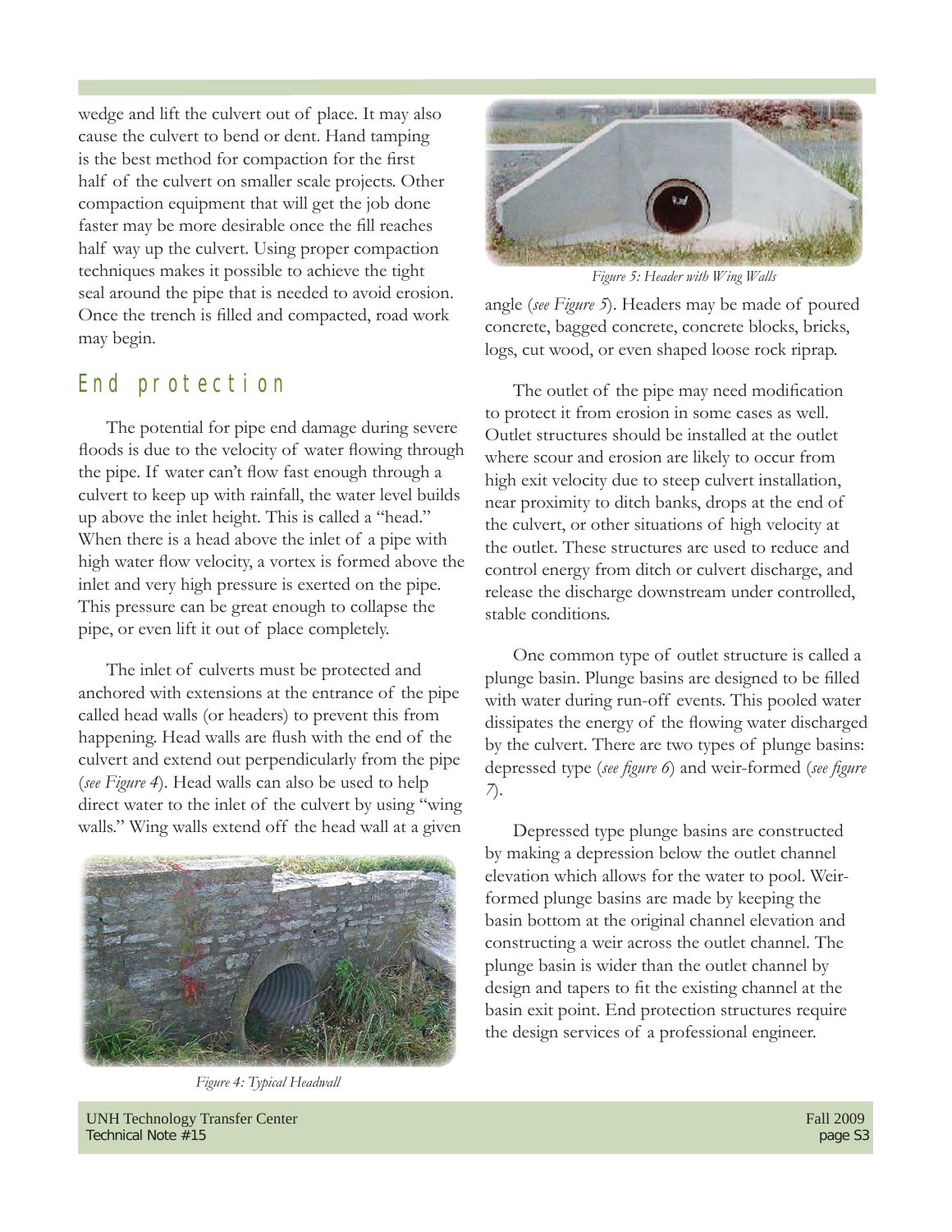wedge and lift the culvert out of place. It may also cause the culvert to bend or dent. Hand tamping is the best method for compaction for the first half of the culvert on smaller scale projects. Other compaction equipment that will get the job done faster may be more desirable once the fill reaches half way up the culvert. Using proper compaction techniques makes it possible to achieve the tight seal around the pipe that is needed to avoid erosion. Once the trench is filled and compacted, road work may begin.

## End protection

The potential for pipe end damage during severe floods is due to the velocity of water flowing through the pipe. If water can't flow fast enough through a culvert to keep up with rainfall, the water level builds up above the inlet height. This is called a "head." When there is a head above the inlet of a pipe with high water flow velocity, a vortex is formed above the inlet and very high pressure is exerted on the pipe. This pressure can be great enough to collapse the pipe, or even lift it out of place completely.

The inlet of culverts must be protected and anchored with extensions at the entrance of the pipe called head walls (or headers) to prevent this from happening. Head walls are flush with the end of the culvert and extend out perpendicularly from the pipe (*see Figure 4*). Head walls can also be used to help direct water to the inlet of the culvert by using "wing walls." Wing walls extend off the head wall at a given angle (*see Figure 5*). Headers may be made of poured concrete, bagged concrete, concrete blocks, bricks, logs, cut wood, or even shaped loose rock riprap.

*Figure 4: Typical Headwall*

*Figure 5: Header with Wing Walls*

The outlet of the pipe may need modification to protect it from erosion in some cases as well. Outlet structures should be installed at the outlet where scour and erosion are likely to occur from high exit velocity due to steep culvert installation, near proximity to ditch banks, drops at the end of the culvert, or other situations of high velocity at the outlet. These structures are used to reduce and control energy from ditch or culvert discharge, and release the discharge downstream under controlled, stable conditions.

One common type of outlet structure is called a plunge basin. Plunge basins are designed to be filled with water during run-off events. This pooled water dissipates the energy of the flowing water discharged by the culvert. There are two types of plunge basins: depressed type (*see figure 6*) and weir-formed (*see figure 7*).

Depressed type plunge basins are constructed by making a depression below the outlet channel elevation which allows for the water to pool. Weir-formed plunge basins are made by keeping the basin bottom at the original channel elevation and constructing a weir across the outlet channel. The plunge basin is wider than the outlet channel by design and tapers to fit the existing channel at the basin exit point. End protection structures require the design services of a professional engineer.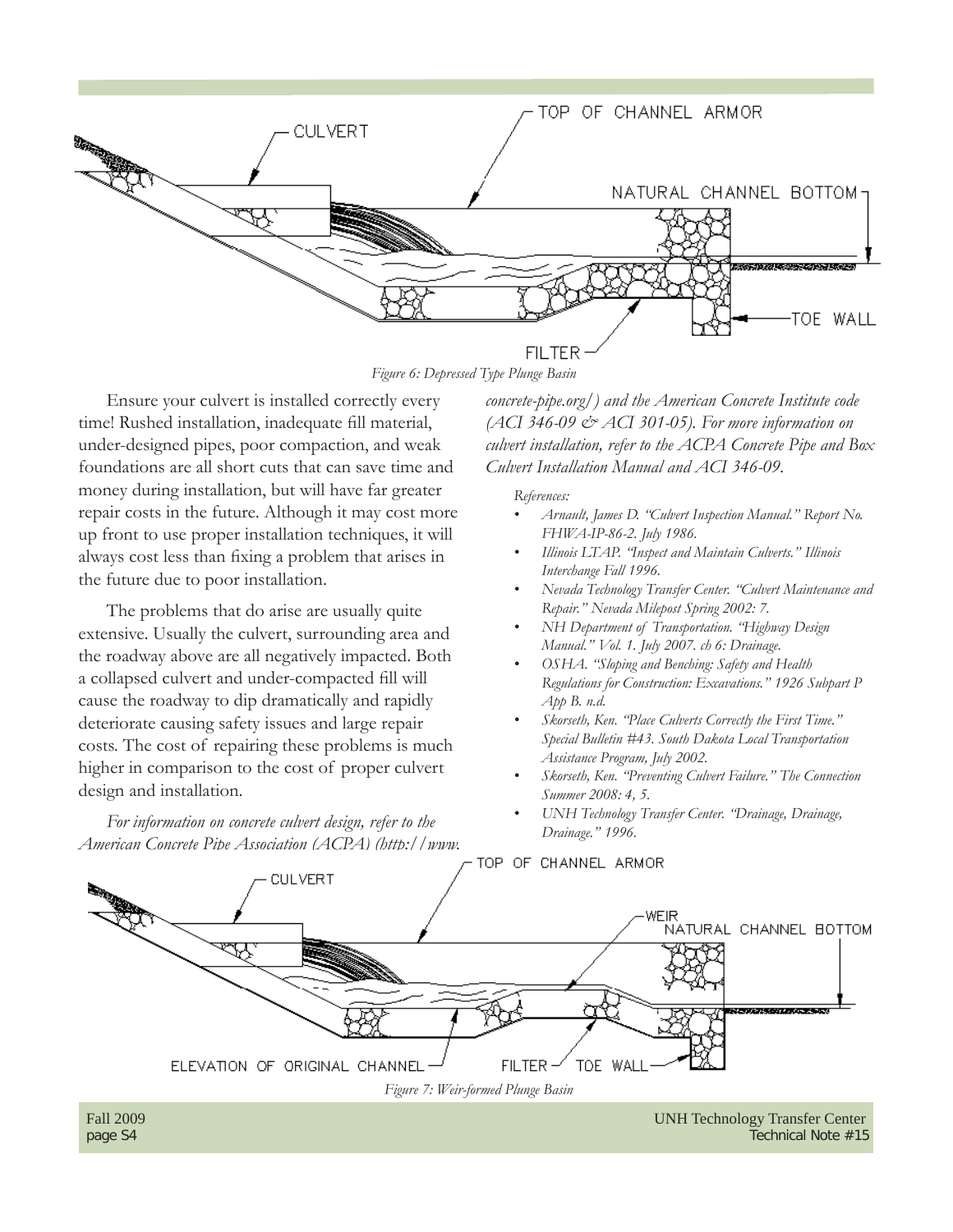CULVERT

TOP OF CHANNEL ARMOR

NATURAL CHANNEL BOTTOM

TOE WALL

FILTER

*Figure 6: Depressed Type Plunge Basin*

Ensure your culvert is installed correctly every time! Rushed installation, inadequate fill material, under-designed pipes, poor compaction, and weak foundations are all short cuts that can save time and money during installation, but will have far greater repair costs in the future. Although it may cost more up front to use proper installation techniques, it will always cost less than fixing a problem that arises in the future due to poor installation.

The problems that do arise are usually quite extensive. Usually the culvert, surrounding area and the roadway above are all negatively impacted. Both a collapsed culvert and under-compacted fill will cause the roadway to dip dramatically and rapidly deteriorate causing safety issues and large repair costs. The cost of repairing these problems is much higher in comparison to the cost of proper culvert design and installation.

*For information on concrete culvert design, refer to the American Concrete Pipe Association (ACPA) (http://www.concrete-pipe.org/) and the American Concrete Institute code (ACI 346-09 & ACI 301-05). For more information on culvert installation, refer to the ACPA Concrete Pipe and Box Culvert Installation Manual and ACI 346-09.*

*References:*

- *Arnault, James D. "Culvert Inspection Manual." Report No. FHWA-IP-86-2. July 1986.*
- *Illinois LTAP. "Inspect and Maintain Culverts." Illinois Interchange Fall 1996.*
- *Nevada Technology Transfer Center. "Culvert Maintenance and Repair." Nevada Milepost Spring 2002: 7.*
- *NH Department of Transportation. "Highway Design Manual." Vol. 1. July 2007. ch 6: Drainage.*
- *OSHA. "Sloping and Benching: Safety and Health Regulations for Construction: Excavations." 1926 Subpart P App B. n.d.*
- *Skorseth, Ken. "Place Culverts Correctly the First Time." Special Bulletin #43. South Dakota Local Transportation Assistance Program, July 2002.*
- *Skorseth, Ken. "Preventing Culvert Failure." The Connection Summer 2008: 4, 5.*
- *UNH Technology Transfer Center. "Drainage, Drainage, Drainage." 1996.*

TOP OF CHANNEL ARMOR

CULVERT

WEIR

NATURAL CHANNEL BOTTOM

ELEVATION OF ORIGINAL CHANNEL

FILTER

TOE WALL

*Figure 7: Weir-formed Plunge Basin*